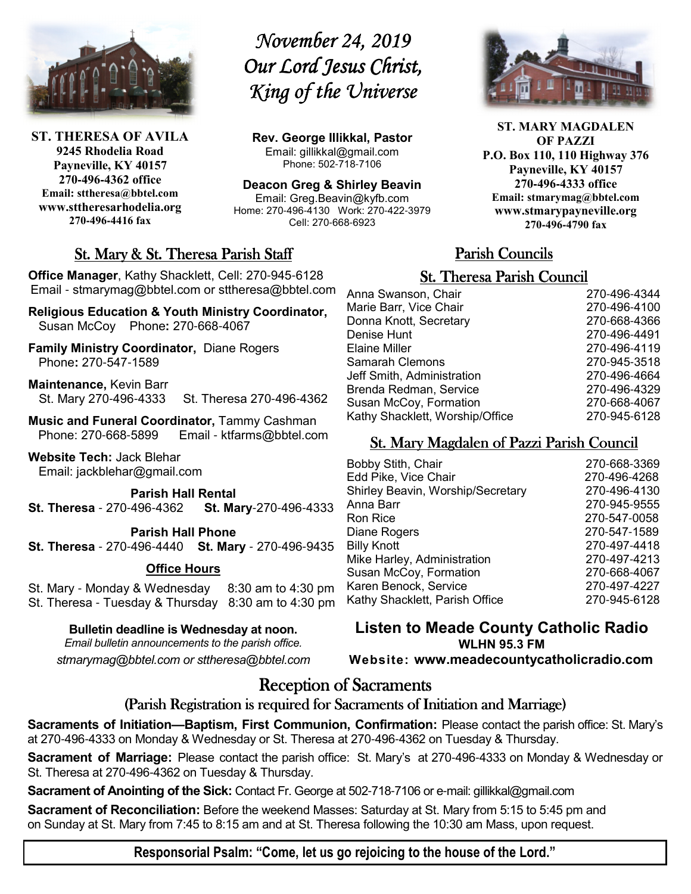**ST. THERESA OF AVILA**
**9245 Rhodelia Road**
**Payneville, KY 40157**
**270-496-4362 office**
**Email: sttheresa@bbtel.com**
**www.sttheresarhodelia.org**
**270-496-4416 fax**

# *November 24, 2019*
# *Our Lord Jesus Christ, King of the Universe*

**Rev. George Illikkal, Pastor**
Email: gillikkal@gmail.com
Phone: 502-718-7106

**Deacon Greg & Shirley Beavin**
Email: Greg.Beavin@kyfb.com
Home: 270-496-4130 Work: 270-422-3979
Cell: 270-668-6923

**ST. MARY MAGDALEN OF PAZZI**
**P.O. Box 110, 110 Highway 376**
**Payneville, KY 40157**
**270-496-4333 office**
**Email: stmarymag@bbtel.com**
**www.stmarypayneville.org**
**270-496-4790 fax**

## St. Mary & St. Theresa Parish Staff

**Office Manager**, Kathy Shacklett, Cell: 270-945-6128
Email - stmarymag@bbtel.com or sttheresa@bbtel.com

**Religious Education & Youth Ministry Coordinator,** Susan McCoy Phone**:** 270-668-4067

**Family Ministry Coordinator,** Diane Rogers
Phone**:** 270-547-1589

**Maintenance,** Kevin Barr
St. Mary 270-496-4333 St. Theresa 270-496-4362

**Music and Funeral Coordinator,** Tammy Cashman
Phone: 270-668-5899 Email - ktfarms@bbtel.com

**Website Tech:** Jack Blehar
Email: jackblehar@gmail.com

**Parish Hall Rental**
**St. Theresa** - 270-496-4362 **St. Mary**-270-496-4333

**Parish Hall Phone**
**St. Theresa** - 270-496-4440 **St. Mary** - 270-496-9435

**Office Hours**

St. Mary - Monday & Wednesday 8:30 am to 4:30 pm
St. Theresa - Tuesday & Thursday 8:30 am to 4:30 pm

**Bulletin deadline is Wednesday at noon.**
*Email bulletin announcements to the parish office.*
*stmarymag@bbtel.com or sttheresa@bbtel.com*

## Parish Councils

### St. Theresa Parish Council

| | |
|---|---|
| Anna Swanson, Chair | 270-496-4344 |
| Marie Barr, Vice Chair | 270-496-4100 |
| Donna Knott, Secretary | 270-668-4366 |
| Denise Hunt | 270-496-4491 |
| Elaine Miller | 270-496-4119 |
| Samarah Clemons | 270-945-3518 |
| Jeff Smith, Administration | 270-496-4664 |
| Brenda Redman, Service | 270-496-4329 |
| Susan McCoy, Formation | 270-668-4067 |
| Kathy Shacklett, Worship/Office | 270-945-6128 |

### St. Mary Magdalen of Pazzi Parish Council

| | |
|---|---|
| Bobby Stith, Chair | 270-668-3369 |
| Edd Pike, Vice Chair | 270-496-4268 |
| Shirley Beavin, Worship/Secretary | 270-496-4130 |
| Anna Barr | 270-945-9555 |
| Ron Rice | 270-547-0058 |
| Diane Rogers | 270-547-1589 |
| Billy Knott | 270-497-4418 |
| Mike Harley, Administration | 270-497-4213 |
| Susan McCoy, Formation | 270-668-4067 |
| Karen Benock, Service | 270-497-4227 |
| Kathy Shacklett, Parish Office | 270-945-6128 |

**Listen to Meade County Catholic Radio**
**WLHN 95.3 FM**
**Website: www.meadecountycatholicradio.com**

## Reception of Sacraments

### (Parish Registration is required for Sacraments of Initiation and Marriage)

**Sacraments of Initiation—Baptism, First Communion, Confirmation:** Please contact the parish office: St. Mary's at 270-496-4333 on Monday & Wednesday or St. Theresa at 270-496-4362 on Tuesday & Thursday.

**Sacrament of Marriage:** Please contact the parish office: St. Mary's at 270-496-4333 on Monday & Wednesday or St. Theresa at 270-496-4362 on Tuesday & Thursday.

**Sacrament of Anointing of the Sick:** Contact Fr. George at 502-718-7106 or e-mail: gillikkal@gmail.com

**Sacrament of Reconciliation:** Before the weekend Masses: Saturday at St. Mary from 5:15 to 5:45 pm and on Sunday at St. Mary from 7:45 to 8:15 am and at St. Theresa following the 10:30 am Mass, upon request.

**Responsorial Psalm: "Come, let us go rejoicing to the house of the Lord."**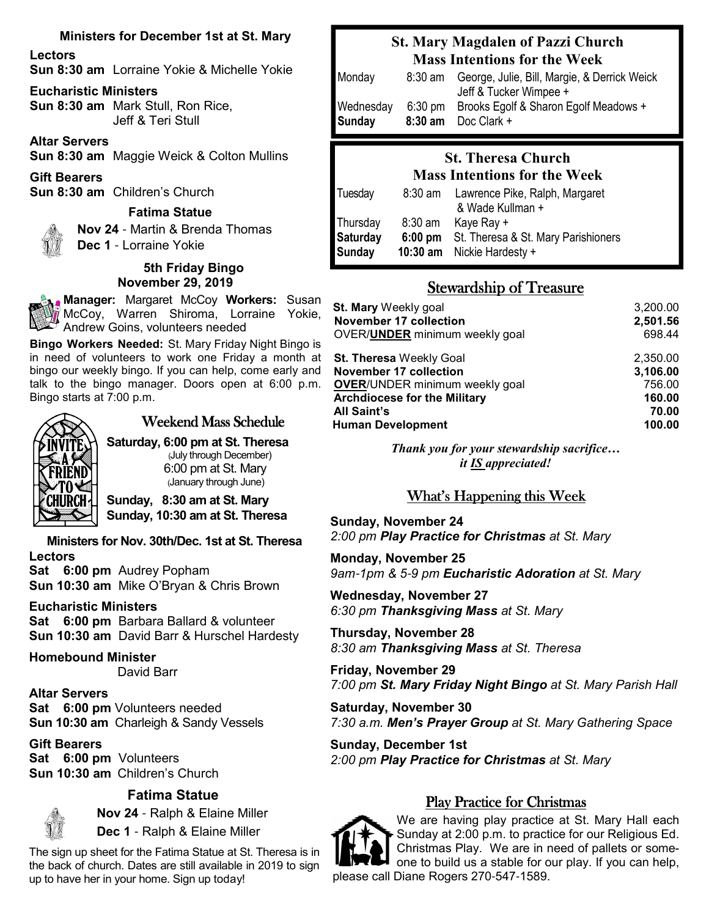### Ministers for December 1st at St. Mary

**Lectors**
**Sun 8:30 am** Lorraine Yokie & Michelle Yokie

**Eucharistic Ministers**
**Sun 8:30 am** Mark Stull, Ron Rice, Jeff & Teri Stull

**Altar Servers**
**Sun 8:30 am** Maggie Weick & Colton Mullins

**Gift Bearers**
**Sun 8:30 am** Children's Church

**Fatima Statue**
**Nov 24** - Martin & Brenda Thomas
**Dec 1** - Lorraine Yokie

### 5th Friday Bingo November 29, 2019

**Manager:** Margaret McCoy **Workers:** Susan McCoy, Warren Shiroma, Lorraine Yokie, Andrew Goins, volunteers needed

**Bingo Workers Needed:** St. Mary Friday Night Bingo is in need of volunteers to work one Friday a month at bingo our weekly bingo. If you can help, come early and talk to the bingo manager. Doors open at 6:00 p.m. Bingo starts at 7:00 p.m.

## Weekend Mass Schedule

INVITE A FRIEND TO CHURCH

**Saturday, 6:00 pm at St. Theresa** (July through December)
6:00 pm at St. Mary (January through June)

**Sunday, 8:30 am at St. Mary**
**Sunday, 10:30 am at St. Theresa**

### Ministers for Nov. 30th/Dec. 1st at St. Theresa

**Lectors**
**Sat 6:00 pm** Audrey Popham
**Sun 10:30 am** Mike O'Bryan & Chris Brown

**Eucharistic Ministers**
**Sat 6:00 pm** Barbara Ballard & volunteer
**Sun 10:30 am** David Barr & Hurschel Hardesty

**Homebound Minister**
David Barr

**Altar Servers**
**Sat 6:00 pm** Volunteers needed
**Sun 10:30 am** Charleigh & Sandy Vessels

**Gift Bearers**
**Sat 6:00 pm** Volunteers
**Sun 10:30 am** Children's Church

**Fatima Statue**
**Nov 24** - Ralph & Elaine Miller
**Dec 1** - Ralph & Elaine Miller

The sign up sheet for the Fatima Statue at St. Theresa is in the back of church. Dates are still available in 2019 to sign up to have her in your home. Sign up today!

### St. Mary Magdalen of Pazzi Church Mass Intentions for the Week

| | | |
|---|---|---|
| Monday | 8:30 am | George, Julie, Bill, Margie, & Derrick Weick Jeff & Tucker Wimpee + |
| Wednesday | 6:30 pm | Brooks Egolf & Sharon Egolf Meadows + |
| **Sunday** | **8:30 am** | Doc Clark + |

### St. Theresa Church Mass Intentions for the Week

| | | |
|---|---|---|
| Tuesday | 8:30 am | Lawrence Pike, Ralph, Margaret & Wade Kullman + |
| Thursday | 8:30 am | Kaye Ray + |
| **Saturday** | **6:00 pm** | St. Theresa & St. Mary Parishioners |
| **Sunday** | **10:30 am** | Nickie Hardesty + |

## Stewardship of Treasure

| | |
|---|---|
| **St. Mary** Weekly goal | 3,200.00 |
| **November 17 collection** | **2,501.56** |
| OVER/**UNDER** minimum weekly goal | 698.44 |
| | |
| **St. Theresa** Weekly Goal | 2,350.00 |
| **November 17 collection** | **3,106.00** |
| **OVER**/UNDER minimum weekly goal | 756.00 |
| **Archdiocese for the Military** | **160.00** |
| **All Saint's** | **70.00** |
| **Human Development** | **100.00** |

***Thank you for your stewardship sacrifice… it IS appreciated!***

## What's Happening this Week

**Sunday, November 24**
*2:00 pm **Play Practice for Christmas** at St. Mary*

**Monday, November 25**
*9am-1pm & 5-9 pm **Eucharistic Adoration** at St. Mary*

**Wednesday, November 27**
*6:30 pm **Thanksgiving Mass** at St. Mary*

**Thursday, November 28**
*8:30 am **Thanksgiving Mass** at St. Theresa*

**Friday, November 29**
*7:00 pm **St. Mary Friday Night Bingo** at St. Mary Parish Hall*

**Saturday, November 30**
*7:30 a.m. **Men's Prayer Group** at St. Mary Gathering Space*

**Sunday, December 1st**
*2:00 pm **Play Practice for Christmas** at St. Mary*

## Play Practice for Christmas

We are having play practice at St. Mary Hall each Sunday at 2:00 p.m. to practice for our Religious Ed. Christmas Play. We are in need of pallets or someone to build us a stable for our play. If you can help, please call Diane Rogers 270-547-1589.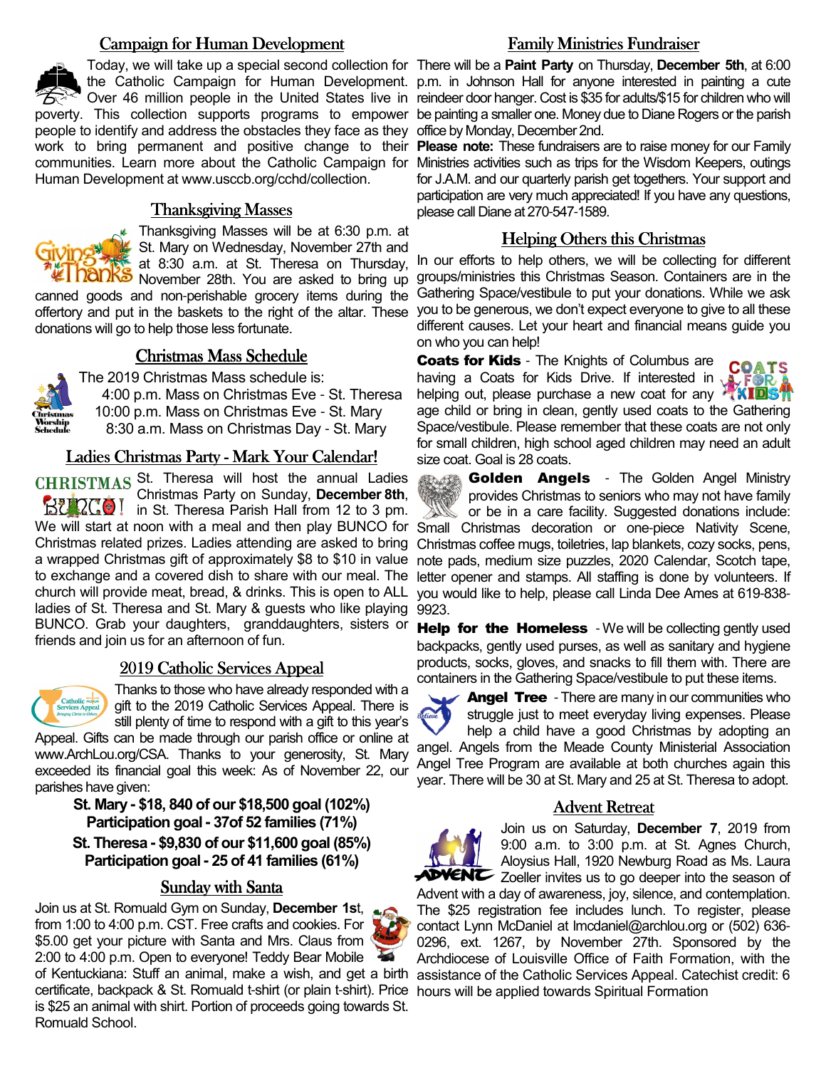## Campaign for Human Development

Today, we will take up a special second collection for the Catholic Campaign for Human Development. Over 46 million people in the United States live in poverty. This collection supports programs to empower people to identify and address the obstacles they face as they work to bring permanent and positive change to their communities. Learn more about the Catholic Campaign for Human Development at www.usccb.org/cchd/collection.

## Thanksgiving Masses

Thanksgiving Masses will be at 6:30 p.m. at St. Mary on Wednesday, November 27th and at 8:30 a.m. at St. Theresa on Thursday, November 28th. You are asked to bring up canned goods and non-perishable grocery items during the offertory and put in the baskets to the right of the altar. These donations will go to help those less fortunate.

## Christmas Mass Schedule

The 2019 Christmas Mass schedule is:

4:00 p.m. Mass on Christmas Eve - St. Theresa
10:00 p.m. Mass on Christmas Eve - St. Mary
8:30 a.m. Mass on Christmas Day - St. Mary

## Ladies Christmas Party - Mark Your Calendar!

St. Theresa will host the annual Ladies Christmas Party on Sunday, **December 8th**, in St. Theresa Parish Hall from 12 to 3 pm. We will start at noon with a meal and then play BUNCO for Christmas related prizes. Ladies attending are asked to bring a wrapped Christmas gift of approximately $8 to $10 in value to exchange and a covered dish to share with our meal. The church will provide meat, bread, & drinks. This is open to ALL ladies of St. Theresa and St. Mary & guests who like playing BUNCO. Grab your daughters, granddaughters, sisters or friends and join us for an afternoon of fun.

## 2019 Catholic Services Appeal

Thanks to those who have already responded with a gift to the 2019 Catholic Services Appeal. There is still plenty of time to respond with a gift to this year's Appeal. Gifts can be made through our parish office or online at www.ArchLou.org/CSA. Thanks to your generosity, St. Mary exceeded its financial goal this week: As of November 22, our parishes have given:

**St. Mary - $18, 840 of our $18,500 goal (102%)**
**Participation goal - 37of 52 families (71%)**
**St. Theresa - $9,830 of our $11,600 goal (85%)**
**Participation goal - 25 of 41 families (61%)**

## Sunday with Santa

Join us at St. Romuald Gym on Sunday, **December 1st**, from 1:00 to 4:00 p.m. CST. Free crafts and cookies. For $5.00 get your picture with Santa and Mrs. Claus from 2:00 to 4:00 p.m. Open to everyone! Teddy Bear Mobile of Kentuckiana: Stuff an animal, make a wish, and get a birth certificate, backpack & St. Romuald t-shirt (or plain t-shirt). Price is $25 an animal with shirt. Portion of proceeds going towards St. Romuald School.

## Family Ministries Fundraiser

There will be a **Paint Party** on Thursday, **December 5th**, at 6:00 p.m. in Johnson Hall for anyone interested in painting a cute reindeer door hanger. Cost is $35 for adults/$15 for children who will be painting a smaller one. Money due to Diane Rogers or the parish office by Monday, December 2nd.

**Please note:** These fundraisers are to raise money for our Family Ministries activities such as trips for the Wisdom Keepers, outings for J.A.M. and our quarterly parish get togethers. Your support and participation are very much appreciated! If you have any questions, please call Diane at 270-547-1589.

## Helping Others this Christmas

In our efforts to help others, we will be collecting for different groups/ministries this Christmas Season. Containers are in the Gathering Space/vestibule to put your donations. While we ask you to be generous, we don't expect everyone to give to all these different causes. Let your heart and financial means guide you on who you can help!

**Coats for Kids** - The Knights of Columbus are having a Coats for Kids Drive. If interested in helping out, please purchase a new coat for any age child or bring in clean, gently used coats to the Gathering Space/vestibule. Please remember that these coats are not only for small children, high school aged children may need an adult size coat. Goal is 28 coats.

**Golden Angels** - The Golden Angel Ministry provides Christmas to seniors who may not have family or be in a care facility. Suggested donations include: Small Christmas decoration or one-piece Nativity Scene, Christmas coffee mugs, toiletries, lap blankets, cozy socks, pens, note pads, medium size puzzles, 2020 Calendar, Scotch tape, letter opener and stamps. All staffing is done by volunteers. If you would like to help, please call Linda Dee Ames at 619-838-9923.

**Help for the Homeless** - We will be collecting gently used backpacks, gently used purses, as well as sanitary and hygiene products, socks, gloves, and snacks to fill them with. There are containers in the Gathering Space/vestibule to put these items.

**Angel Tree** - There are many in our communities who struggle just to meet everyday living expenses. Please help a child have a good Christmas by adopting an angel. Angels from the Meade County Ministerial Association Angel Tree Program are available at both churches again this year. There will be 30 at St. Mary and 25 at St. Theresa to adopt.

## Advent Retreat

Join us on Saturday, **December 7**, 2019 from 9:00 a.m. to 3:00 p.m. at St. Agnes Church, Aloysius Hall, 1920 Newburg Road as Ms. Laura Zoeller invites us to go deeper into the season of Advent with a day of awareness, joy, silence, and contemplation. The $25 registration fee includes lunch. To register, please contact Lynn McDaniel at lmcdaniel@archlou.org or (502) 636-0296, ext. 1267, by November 27th. Sponsored by the Archdiocese of Louisville Office of Faith Formation, with the assistance of the Catholic Services Appeal. Catechist credit: 6 hours will be applied towards Spiritual Formation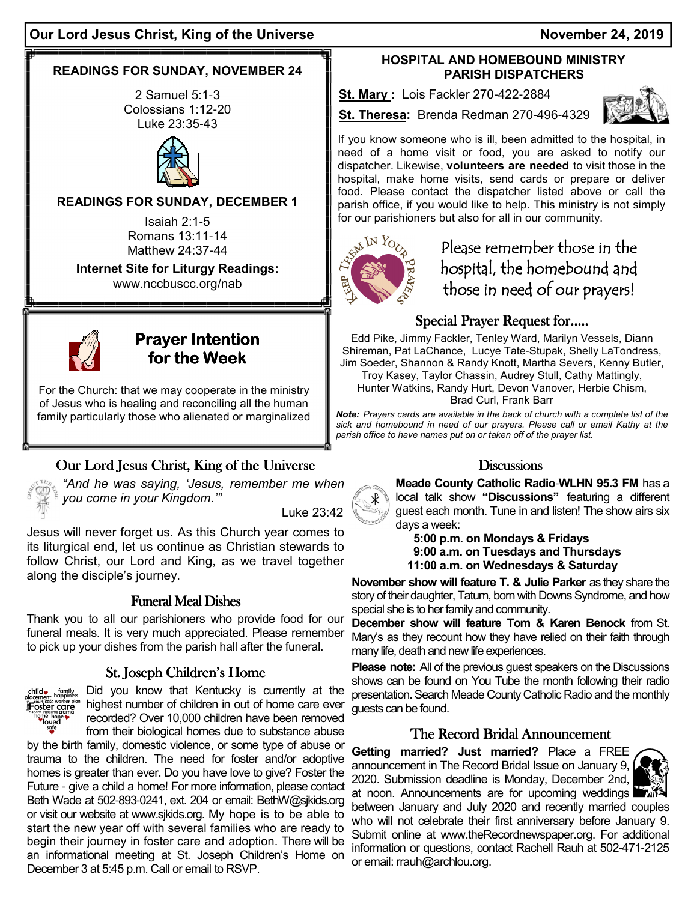**Our Lord Jesus Christ, King of the Universe** **November 24, 2019**

## READINGS FOR SUNDAY, NOVEMBER 24

2 Samuel 5:1-3
Colossians 1:12-20
Luke 23:35-43

## READINGS FOR SUNDAY, DECEMBER 1

Isaiah 2:1-5
Romans 13:11-14
Matthew 24:37-44

**Internet Site for Liturgy Readings:**
www.nccbuscc.org/nab

## Prayer Intention for the Week

For the Church: that we may cooperate in the ministry of Jesus who is healing and reconciling all the human family particularly those who alienated or marginalized

## Our Lord Jesus Christ, King of the Universe

*"And he was saying, 'Jesus, remember me when you come in your Kingdom.'"*

Luke 23:42

Jesus will never forget us. As this Church year comes to its liturgical end, let us continue as Christian stewards to follow Christ, our Lord and King, as we travel together along the disciple's journey.

## Funeral Meal Dishes

Thank you to all our parishioners who provide food for our funeral meals. It is very much appreciated. Please remember to pick up your dishes from the parish hall after the funeral.

## St. Joseph Children's Home

Did you know that Kentucky is currently at the highest number of children in out of home care ever recorded? Over 10,000 children have been removed from their biological homes due to substance abuse by the birth family, domestic violence, or some type of abuse or trauma to the children. The need for foster and/or adoptive homes is greater than ever. Do you have love to give? Foster the Future - give a child a home! For more information, please contact Beth Wade at 502-893-0241, ext. 204 or email: BethW@sjkids.org or visit our website at www.sjkids.org. My hope is to be able to start the new year off with several families who are ready to begin their journey in foster care and adoption. There will be an informational meeting at St. Joseph Children's Home on December 3 at 5:45 p.m. Call or email to RSVP.

## HOSPITAL AND HOMEBOUND MINISTRY PARISH DISPATCHERS

**St. Mary:** Lois Fackler 270-422-2884

**St. Theresa:** Brenda Redman 270-496-4329

If you know someone who is ill, been admitted to the hospital, in need of a home visit or food, you are asked to notify our dispatcher. Likewise, **volunteers are needed** to visit those in the hospital, make home visits, send cards or prepare or deliver food. Please contact the dispatcher listed above or call the parish office, if you would like to help. This ministry is not simply for our parishioners but also for all in our community.

Keep Them In Your Prayers

Please remember those in the hospital, the homebound and those in need of our prayers!

## Special Prayer Request for.....

Edd Pike, Jimmy Fackler, Tenley Ward, Marilyn Vessels, Diann Shireman, Pat LaChance, Lucye Tate-Stupak, Shelly LaTondress, Jim Soeder, Shannon & Randy Knott, Martha Severs, Kenny Butler, Troy Kasey, Taylor Chassin, Audrey Stull, Cathy Mattingly, Hunter Watkins, Randy Hurt, Devon Vanover, Herbie Chism, Brad Curl, Frank Barr

***Note:*** *Prayers cards are available in the back of church with a complete list of the sick and homebound in need of our prayers. Please call or email Kathy at the parish office to have names put on or taken off of the prayer list.*

## Discussions

**Meade County Catholic Radio-WLHN 95.3 FM** has a local talk show **"Discussions"** featuring a different guest each month. Tune in and listen! The show airs six days a week:

**5:00 p.m. on Mondays & Fridays**
**9:00 a.m. on Tuesdays and Thursdays**
**11:00 a.m. on Wednesdays & Saturday**

**November show will feature T. & Julie Parker** as they share the story of their daughter, Tatum, born with Downs Syndrome, and how special she is to her family and community.

**December show will feature Tom & Karen Benock** from St. Mary's as they recount how they have relied on their faith through many life, death and new life experiences.

**Please note:** All of the previous guest speakers on the Discussions shows can be found on You Tube the month following their radio presentation. Search Meade County Catholic Radio and the monthly guests can be found.

## The Record Bridal Announcement

**Getting married? Just married?** Place a FREE announcement in The Record Bridal Issue on January 9, 2020. Submission deadline is Monday, December 2nd, at noon. Announcements are for upcoming weddings between January and July 2020 and recently married couples who will not celebrate their first anniversary before January 9. Submit online at www.theRecordnewspaper.org. For additional information or questions, contact Rachell Rauh at 502-471-2125 or email: rrauh@archlou.org.